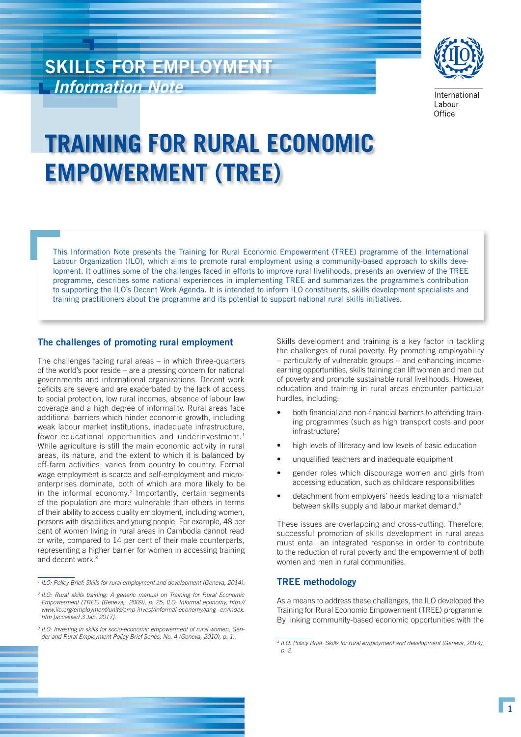# SKILLS FOR EMPLOYMENT

*Information Note*

International Labour Office

# TRAINING FOR RURAL ECONOMIC EMPOWERMENT (TREE)

This Information Note presents the Training for Rural Economic Empowerment (TREE) programme of the International Labour Organization (ILO), which aims to promote rural employment using a community-based approach to skills development. It outlines some of the challenges faced in efforts to improve rural livelihoods, presents an overview of the TREE programme, describes some national experiences in implementing TREE and summarizes the programme's contribution to supporting the ILO's Decent Work Agenda. It is intended to inform ILO constituents, skills development specialists and training practitioners about the programme and its potential to support national rural skills initiatives.

## The challenges of promoting rural employment

The challenges facing rural areas – in which three-quarters of the world's poor reside – are a pressing concern for national governments and international organizations. Decent work deficits are severe and are exacerbated by the lack of access to social protection, low rural incomes, absence of labour law coverage and a high degree of informality. Rural areas face additional barriers which hinder economic growth, including weak labour market institutions, inadequate infrastructure, fewer educational opportunities and underinvestment.[1] While agriculture is still the main economic activity in rural areas, its nature, and the extent to which it is balanced by off-farm activities, varies from country to country. Formal wage employment is scarce and self-employment and micro-enterprises dominate, both of which are more likely to be in the informal economy.[2] Importantly, certain segments of the population are more vulnerable than others in terms of their ability to access quality employment, including women, persons with disabilities and young people. For example, 48 per cent of women living in rural areas in Cambodia cannot read or write, compared to 14 per cent of their male counterparts, representing a higher barrier for women in accessing training and decent work.[3]

Skills development and training is a key factor in tackling the challenges of rural poverty. By promoting employability – particularly of vulnerable groups – and enhancing income-earning opportunities, skills training can lift women and men out of poverty and promote sustainable rural livelihoods. However, education and training in rural areas encounter particular hurdles, including:

- both financial and non-financial barriers to attending training programmes (such as high transport costs and poor infrastructure)
- high levels of illiteracy and low levels of basic education
- unqualified teachers and inadequate equipment
- gender roles which discourage women and girls from accessing education, such as childcare responsibilities
- detachment from employers' needs leading to a mismatch between skills supply and labour market demand.[4]

These issues are overlapping and cross-cutting. Therefore, successful promotion of skills development in rural areas must entail an integrated response in order to contribute to the reduction of rural poverty and the empowerment of both women and men in rural communities.

## TREE methodology

As a means to address these challenges, the ILO developed the Training for Rural Economic Empowerment (TREE) programme. By linking community-based economic opportunities with the

---

[1] *ILO: Policy Brief: Skills for rural employment and development (Geneva, 2014).*

[2] *ILO: Rural skills training: A generic manual on Training for Rural Economic Empowerment (TREE) (Geneva, 2009), p. 25; ILO: Informal economy, http://www.ilo.org/employment/units/emp-invest/informal-economy/lang--en/index.htm [accessed 3 Jan. 2017].*

[3] *ILO: Investing in skills for socio-economic empowerment of rural women, Gender and Rural Employment Policy Brief Series, No. 4 (Geneva, 2010), p. 1.*

[4] *ILO: Policy Brief: Skills for rural employment and development (Geneva, 2014), p. 2.*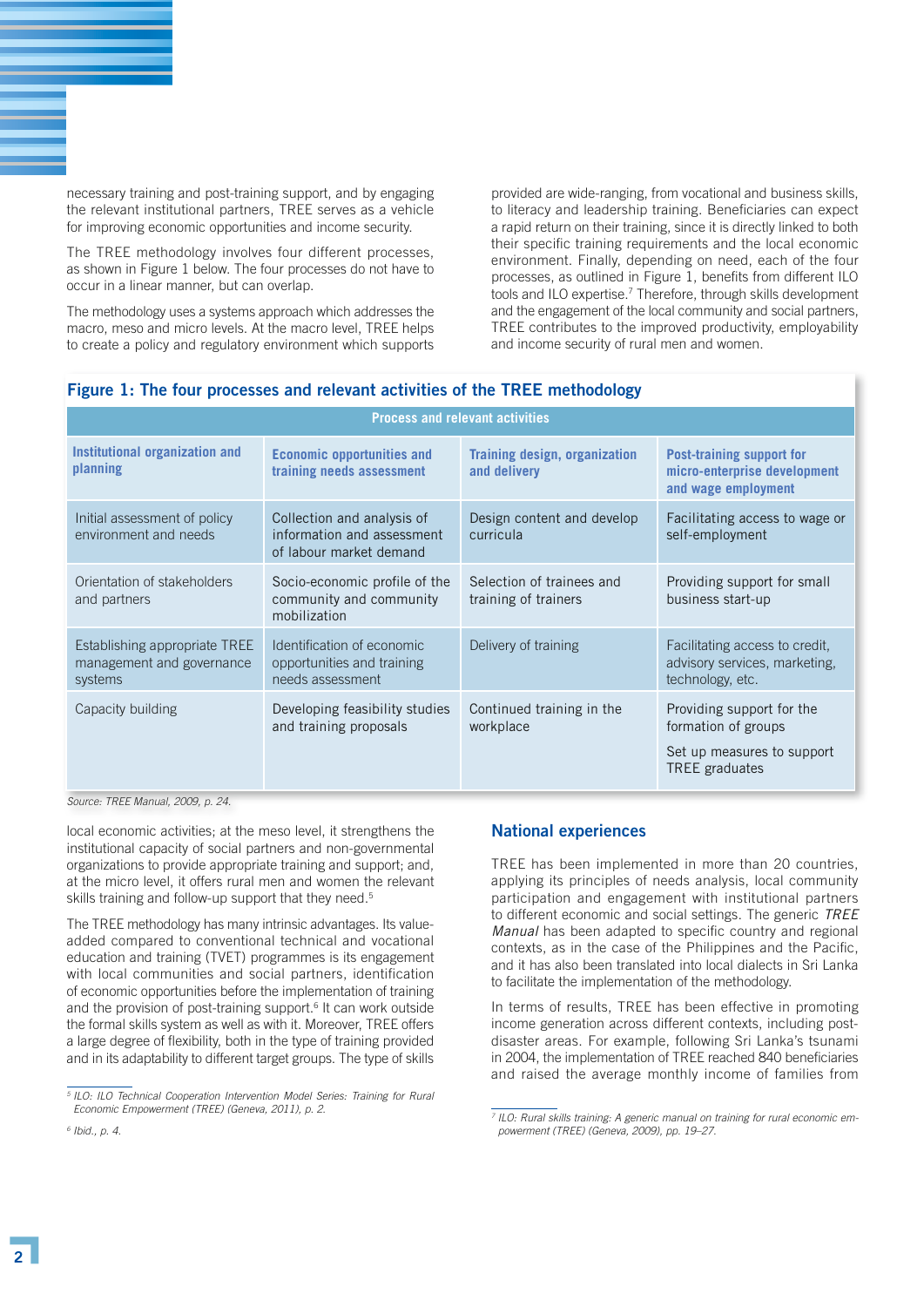necessary training and post-training support, and by engaging the relevant institutional partners, TREE serves as a vehicle for improving economic opportunities and income security.

The TREE methodology involves four different processes, as shown in Figure 1 below. The four processes do not have to occur in a linear manner, but can overlap.

The methodology uses a systems approach which addresses the macro, meso and micro levels. At the macro level, TREE helps to create a policy and regulatory environment which supports local economic activities; at the meso level, it strengthens the institutional capacity of social partners and non-governmental organizations to provide appropriate training and support; and, at the micro level, it offers rural men and women the relevant skills training and follow-up support that they need.[5]

The TREE methodology has many intrinsic advantages. Its value-added compared to conventional technical and vocational education and training (TVET) programmes is its engagement with local communities and social partners, identification of economic opportunities before the implementation of training and the provision of post-training support.[6] It can work outside the formal skills system as well as with it. Moreover, TREE offers a large degree of flexibility, both in the type of training provided and in its adaptability to different target groups. The type of skills provided are wide-ranging, from vocational and business skills, to literacy and leadership training. Beneficiaries can expect a rapid return on their training, since it is directly linked to both their specific training requirements and the local economic environment. Finally, depending on need, each of the four processes, as outlined in Figure 1, benefits from different ILO tools and ILO expertise.[7] Therefore, through skills development and the engagement of the local community and social partners, TREE contributes to the improved productivity, employability and income security of rural men and women.

**Figure 1: The four processes and relevant activities of the TREE methodology**

| Process and relevant activities | | | |
|---|---|---|---|
| **Institutional organization and planning** | **Economic opportunities and training needs assessment** | **Training design, organization and delivery** | **Post-training support for micro-enterprise development and wage employment** |
| Initial assessment of policy environment and needs | Collection and analysis of information and assessment of labour market demand | Design content and develop curricula | Facilitating access to wage or self-employment |
| Orientation of stakeholders and partners | Socio-economic profile of the community and community mobilization | Selection of trainees and training of trainers | Providing support for small business start-up |
| Establishing appropriate TREE management and governance systems | Identification of economic opportunities and training needs assessment | Delivery of training | Facilitating access to credit, advisory services, marketing, technology, etc. |
| Capacity building | Developing feasibility studies and training proposals | Continued training in the workplace | Providing support for the formation of groups<br><br>Set up measures to support TREE graduates |

*Source: TREE Manual, 2009, p. 24.*

## National experiences

TREE has been implemented in more than 20 countries, applying its principles of needs analysis, local community participation and engagement with institutional partners to different economic and social settings. The generic *TREE Manual* has been adapted to specific country and regional contexts, as in the case of the Philippines and the Pacific, and it has also been translated into local dialects in Sri Lanka to facilitate the implementation of the methodology.

In terms of results, TREE has been effective in promoting income generation across different contexts, including post-disaster areas. For example, following Sri Lanka's tsunami in 2004, the implementation of TREE reached 840 beneficiaries and raised the average monthly income of families from

---

[5] *ILO: ILO Technical Cooperation Intervention Model Series: Training for Rural Economic Empowerment (TREE) (Geneva, 2011), p. 2.*

[6] *Ibid., p. 4.*

[7] *ILO: Rural skills training: A generic manual on training for rural economic empowerment (TREE) (Geneva, 2009), pp. 19–27.*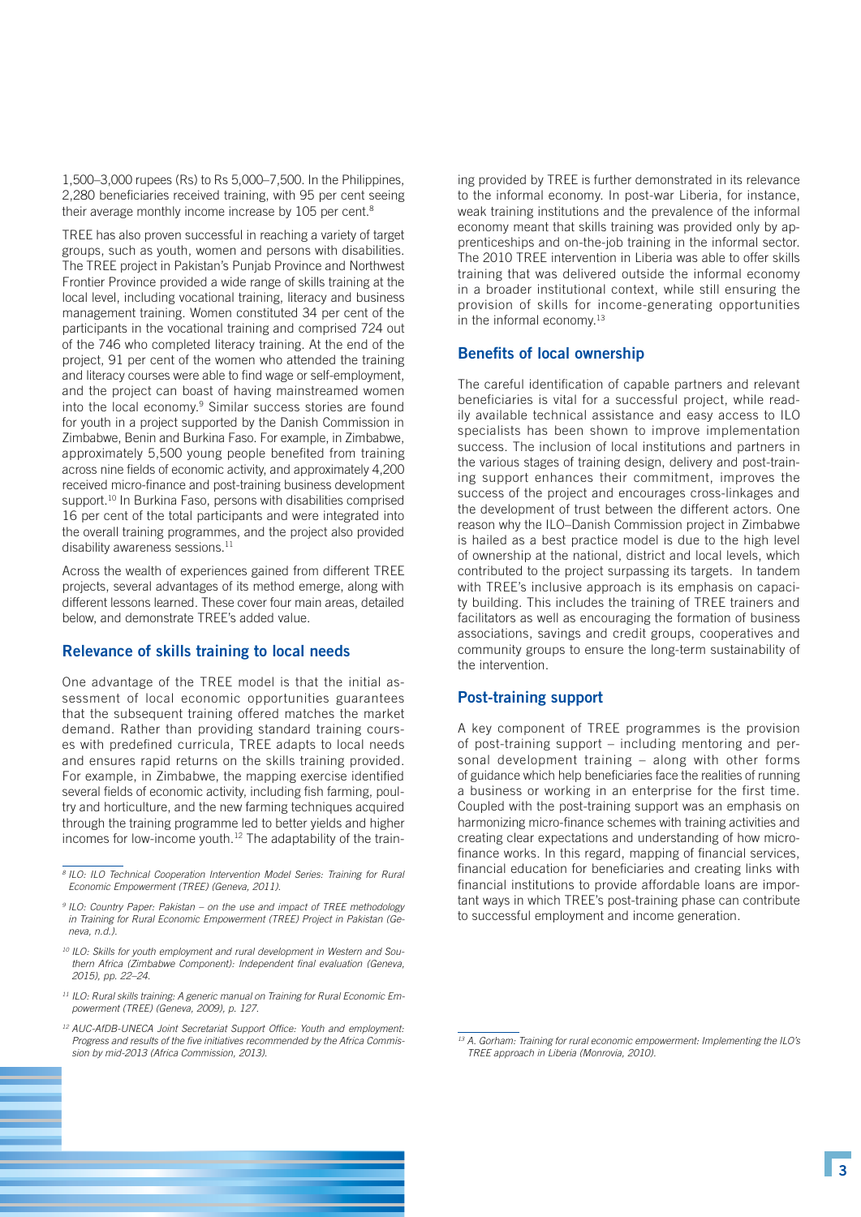1,500–3,000 rupees (Rs) to Rs 5,000–7,500. In the Philippines, 2,280 beneficiaries received training, with 95 per cent seeing their average monthly income increase by 105 per cent.[8]

TREE has also proven successful in reaching a variety of target groups, such as youth, women and persons with disabilities. The TREE project in Pakistan's Punjab Province and Northwest Frontier Province provided a wide range of skills training at the local level, including vocational training, literacy and business management training. Women constituted 34 per cent of the participants in the vocational training and comprised 724 out of the 746 who completed literacy training. At the end of the project, 91 per cent of the women who attended the training and literacy courses were able to find wage or self-employment, and the project can boast of having mainstreamed women into the local economy.[9] Similar success stories are found for youth in a project supported by the Danish Commission in Zimbabwe, Benin and Burkina Faso. For example, in Zimbabwe, approximately 5,500 young people benefited from training across nine fields of economic activity, and approximately 4,200 received micro-finance and post-training business development support.[10] In Burkina Faso, persons with disabilities comprised 16 per cent of the total participants and were integrated into the overall training programmes, and the project also provided disability awareness sessions.[11]

Across the wealth of experiences gained from different TREE projects, several advantages of its method emerge, along with different lessons learned. These cover four main areas, detailed below, and demonstrate TREE's added value.

## Relevance of skills training to local needs

One advantage of the TREE model is that the initial assessment of local economic opportunities guarantees that the subsequent training offered matches the market demand. Rather than providing standard training courses with predefined curricula, TREE adapts to local needs and ensures rapid returns on the skills training provided. For example, in Zimbabwe, the mapping exercise identified several fields of economic activity, including fish farming, poultry and horticulture, and the new farming techniques acquired through the training programme led to better yields and higher incomes for low-income youth.[12] The adaptability of the training provided by TREE is further demonstrated in its relevance to the informal economy. In post-war Liberia, for instance, weak training institutions and the prevalence of the informal economy meant that skills training was provided only by apprenticeships and on-the-job training in the informal sector. The 2010 TREE intervention in Liberia was able to offer skills training that was delivered outside the informal economy in a broader institutional context, while still ensuring the provision of skills for income-generating opportunities in the informal economy.[13]

## Benefits of local ownership

The careful identification of capable partners and relevant beneficiaries is vital for a successful project, while readily available technical assistance and easy access to ILO specialists has been shown to improve implementation success. The inclusion of local institutions and partners in the various stages of training design, delivery and post-training support enhances their commitment, improves the success of the project and encourages cross-linkages and the development of trust between the different actors. One reason why the ILO–Danish Commission project in Zimbabwe is hailed as a best practice model is due to the high level of ownership at the national, district and local levels, which contributed to the project surpassing its targets. In tandem with TREE's inclusive approach is its emphasis on capacity building. This includes the training of TREE trainers and facilitators as well as encouraging the formation of business associations, savings and credit groups, cooperatives and community groups to ensure the long-term sustainability of the intervention.

## Post-training support

A key component of TREE programmes is the provision of post-training support – including mentoring and personal development training – along with other forms of guidance which help beneficiaries face the realities of running a business or working in an enterprise for the first time. Coupled with the post-training support was an emphasis on harmonizing micro-finance schemes with training activities and creating clear expectations and understanding of how micro-finance works. In this regard, mapping of financial services, financial education for beneficiaries and creating links with financial institutions to provide affordable loans are important ways in which TREE's post-training phase can contribute to successful employment and income generation.

---

[8] *ILO: ILO Technical Cooperation Intervention Model Series: Training for Rural Economic Empowerment (TREE) (Geneva, 2011).*

[9] *ILO: Country Paper: Pakistan – on the use and impact of TREE methodology in Training for Rural Economic Empowerment (TREE) Project in Pakistan (Geneva, n.d.).*

[10] *ILO: Skills for youth employment and rural development in Western and Southern Africa (Zimbabwe Component): Independent final evaluation (Geneva, 2015), pp. 22–24.*

[11] *ILO: Rural skills training: A generic manual on Training for Rural Economic Empowerment (TREE) (Geneva, 2009), p. 127.*

[12] *AUC-AfDB-UNECA Joint Secretariat Support Office: Youth and employment: Progress and results of the five initiatives recommended by the Africa Commission by mid-2013 (Africa Commission, 2013).*

[13] *A. Gorham: Training for rural economic empowerment: Implementing the ILO's TREE approach in Liberia (Monrovia, 2010).*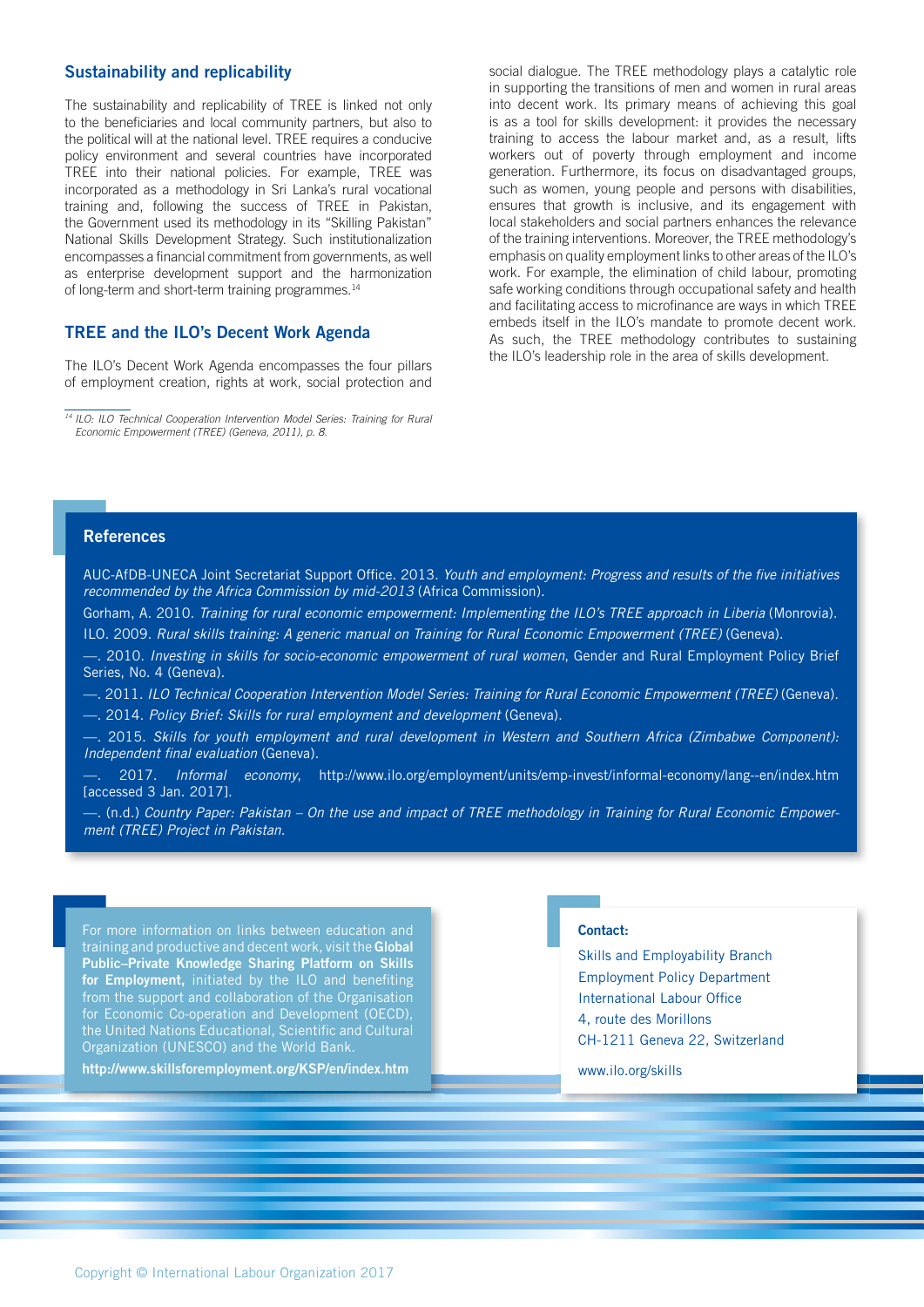## Sustainability and replicability

The sustainability and replicability of TREE is linked not only to the beneficiaries and local community partners, but also to the political will at the national level. TREE requires a conducive policy environment and several countries have incorporated TREE into their national policies. For example, TREE was incorporated as a methodology in Sri Lanka's rural vocational training and, following the success of TREE in Pakistan, the Government used its methodology in its "Skilling Pakistan" National Skills Development Strategy. Such institutionalization encompasses a financial commitment from governments, as well as enterprise development support and the harmonization of long-term and short-term training programmes.[14]

## TREE and the ILO's Decent Work Agenda

The ILO's Decent Work Agenda encompasses the four pillars of employment creation, rights at work, social protection and social dialogue. The TREE methodology plays a catalytic role in supporting the transitions of men and women in rural areas into decent work. Its primary means of achieving this goal is as a tool for skills development: it provides the necessary training to access the labour market and, as a result, lifts workers out of poverty through employment and income generation. Furthermore, its focus on disadvantaged groups, such as women, young people and persons with disabilities, ensures that growth is inclusive, and its engagement with local stakeholders and social partners enhances the relevance of the training interventions. Moreover, the TREE methodology's emphasis on quality employment links to other areas of the ILO's work. For example, the elimination of child labour, promoting safe working conditions through occupational safety and health and facilitating access to microfinance are ways in which TREE embeds itself in the ILO's mandate to promote decent work. As such, the TREE methodology contributes to sustaining the ILO's leadership role in the area of skills development.

[14] *ILO: ILO Technical Cooperation Intervention Model Series: Training for Rural Economic Empowerment (TREE) (Geneva, 2011), p. 8.*

## References

AUC-AfDB-UNECA Joint Secretariat Support Office. 2013. *Youth and employment: Progress and results of the five initiatives recommended by the Africa Commission by mid-2013* (Africa Commission).

Gorham, A. 2010. *Training for rural economic empowerment: Implementing the ILO's TREE approach in Liberia* (Monrovia).

ILO. 2009. *Rural skills training: A generic manual on Training for Rural Economic Empowerment (TREE)* (Geneva).

—. 2010. *Investing in skills for socio-economic empowerment of rural women*, Gender and Rural Employment Policy Brief Series, No. 4 (Geneva).

—. 2011. *ILO Technical Cooperation Intervention Model Series: Training for Rural Economic Empowerment (TREE)* (Geneva).

—. 2014. *Policy Brief: Skills for rural employment and development* (Geneva).

—. 2015. *Skills for youth employment and rural development in Western and Southern Africa (Zimbabwe Component): Independent final evaluation* (Geneva).

—. 2017. *Informal economy*, http://www.ilo.org/employment/units/emp-invest/informal-economy/lang--en/index.htm [accessed 3 Jan. 2017].

—. (n.d.) *Country Paper: Pakistan – On the use and impact of TREE methodology in Training for Rural Economic Empowerment (TREE) Project in Pakistan.*

For more information on links between education and training and productive and decent work, visit the **Global Public–Private Knowledge Sharing Platform on Skills for Employment,** initiated by the ILO and benefiting from the support and collaboration of the Organisation for Economic Co-operation and Development (OECD), the United Nations Educational, Scientific and Cultural Organization (UNESCO) and the World Bank.

**http://www.skillsforemployment.org/KSP/en/index.htm**

**Contact:**

Skills and Employability Branch
Employment Policy Department
International Labour Office
4, route des Morillons
CH-1211 Geneva 22, Switzerland

www.ilo.org/skills

Copyright © International Labour Organization 2017